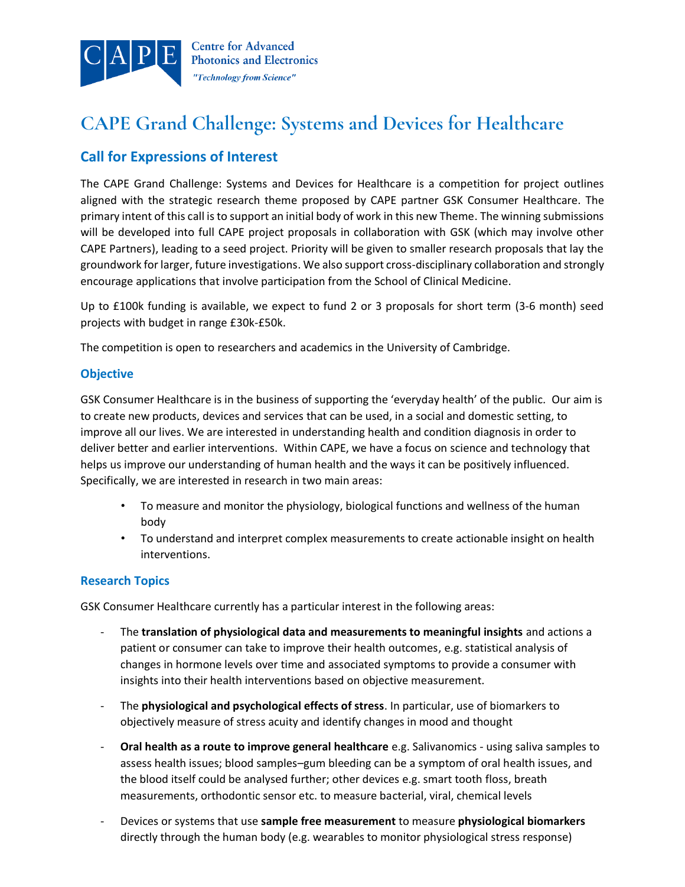Centre for Advanced Photonics and Electronics

*"Technology from Science"*

# CAPE Grand Challenge: Systems and Devices for Healthcare

## Call for Expressions of Interest

The CAPE Grand Challenge: Systems and Devices for Healthcare is a competition for project outlines aligned with the strategic research theme proposed by CAPE partner GSK Consumer Healthcare. The primary intent of this call is to support an initial body of work in this new Theme. The winning submissions will be developed into full CAPE project proposals in collaboration with GSK (which may involve other CAPE Partners), leading to a seed project. Priority will be given to smaller research proposals that lay the groundwork for larger, future investigations. We also support cross-disciplinary collaboration and strongly encourage applications that involve participation from the School of Clinical Medicine.

Up to £100k funding is available, we expect to fund 2 or 3 proposals for short term (3-6 month) seed projects with budget in range £30k-£50k.

The competition is open to researchers and academics in the University of Cambridge.

### Objective

GSK Consumer Healthcare is in the business of supporting the 'everyday health' of the public. Our aim is to create new products, devices and services that can be used, in a social and domestic setting, to improve all our lives. We are interested in understanding health and condition diagnosis in order to deliver better and earlier interventions. Within CAPE, we have a focus on science and technology that helps us improve our understanding of human health and the ways it can be positively influenced. Specifically, we are interested in research in two main areas:

- To measure and monitor the physiology, biological functions and wellness of the human body
- To understand and interpret complex measurements to create actionable insight on health interventions.

### Research Topics

GSK Consumer Healthcare currently has a particular interest in the following areas:

- The **translation of physiological data and measurements to meaningful insights** and actions a patient or consumer can take to improve their health outcomes, e.g. statistical analysis of changes in hormone levels over time and associated symptoms to provide a consumer with insights into their health interventions based on objective measurement.
- The **physiological and psychological effects of stress**. In particular, use of biomarkers to objectively measure of stress acuity and identify changes in mood and thought
- **Oral health as a route to improve general healthcare** e.g. Salivanomics - using saliva samples to assess health issues; blood samples–gum bleeding can be a symptom of oral health issues, and the blood itself could be analysed further; other devices e.g. smart tooth floss, breath measurements, orthodontic sensor etc. to measure bacterial, viral, chemical levels
- Devices or systems that use **sample free measurement** to measure **physiological biomarkers** directly through the human body (e.g. wearables to monitor physiological stress response)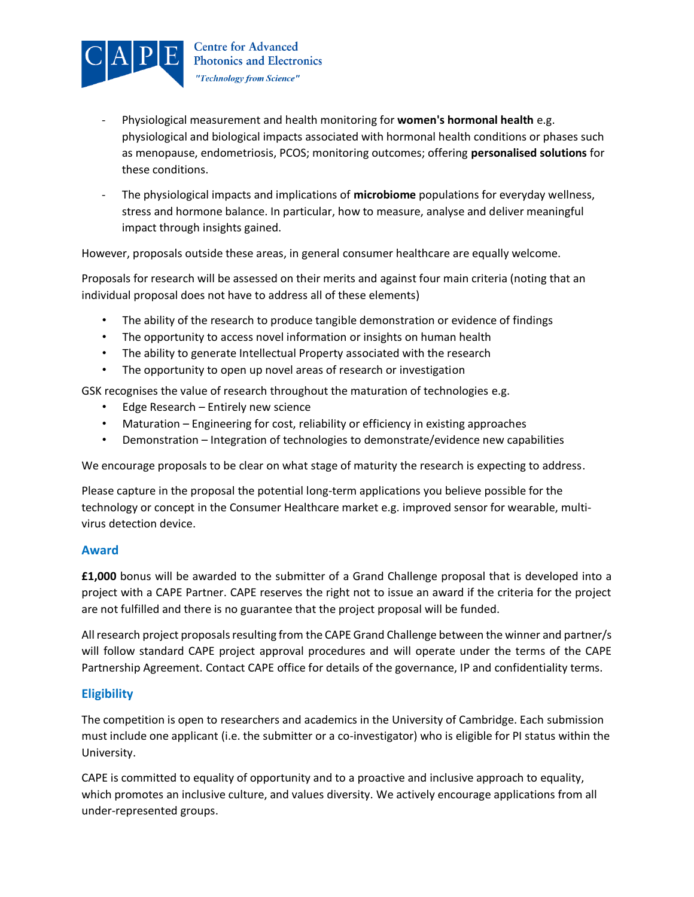- Physiological measurement and health monitoring for **women's hormonal health** e.g. physiological and biological impacts associated with hormonal health conditions or phases such as menopause, endometriosis, PCOS; monitoring outcomes; offering **personalised solutions** for these conditions.

- The physiological impacts and implications of **microbiome** populations for everyday wellness, stress and hormone balance. In particular, how to measure, analyse and deliver meaningful impact through insights gained.

However, proposals outside these areas, in general consumer healthcare are equally welcome.

Proposals for research will be assessed on their merits and against four main criteria (noting that an individual proposal does not have to address all of these elements)

- The ability of the research to produce tangible demonstration or evidence of findings
- The opportunity to access novel information or insights on human health
- The ability to generate Intellectual Property associated with the research
- The opportunity to open up novel areas of research or investigation

GSK recognises the value of research throughout the maturation of technologies e.g.

- Edge Research – Entirely new science
- Maturation – Engineering for cost, reliability or efficiency in existing approaches
- Demonstration – Integration of technologies to demonstrate/evidence new capabilities

We encourage proposals to be clear on what stage of maturity the research is expecting to address.

Please capture in the proposal the potential long-term applications you believe possible for the technology or concept in the Consumer Healthcare market e.g. improved sensor for wearable, multi-virus detection device.

## Award

**£1,000** bonus will be awarded to the submitter of a Grand Challenge proposal that is developed into a project with a CAPE Partner. CAPE reserves the right not to issue an award if the criteria for the project are not fulfilled and there is no guarantee that the project proposal will be funded.

All research project proposals resulting from the CAPE Grand Challenge between the winner and partner/s will follow standard CAPE project approval procedures and will operate under the terms of the CAPE Partnership Agreement. Contact CAPE office for details of the governance, IP and confidentiality terms.

## Eligibility

The competition is open to researchers and academics in the University of Cambridge. Each submission must include one applicant (i.e. the submitter or a co-investigator) who is eligible for PI status within the University.

CAPE is committed to equality of opportunity and to a proactive and inclusive approach to equality, which promotes an inclusive culture, and values diversity. We actively encourage applications from all under-represented groups.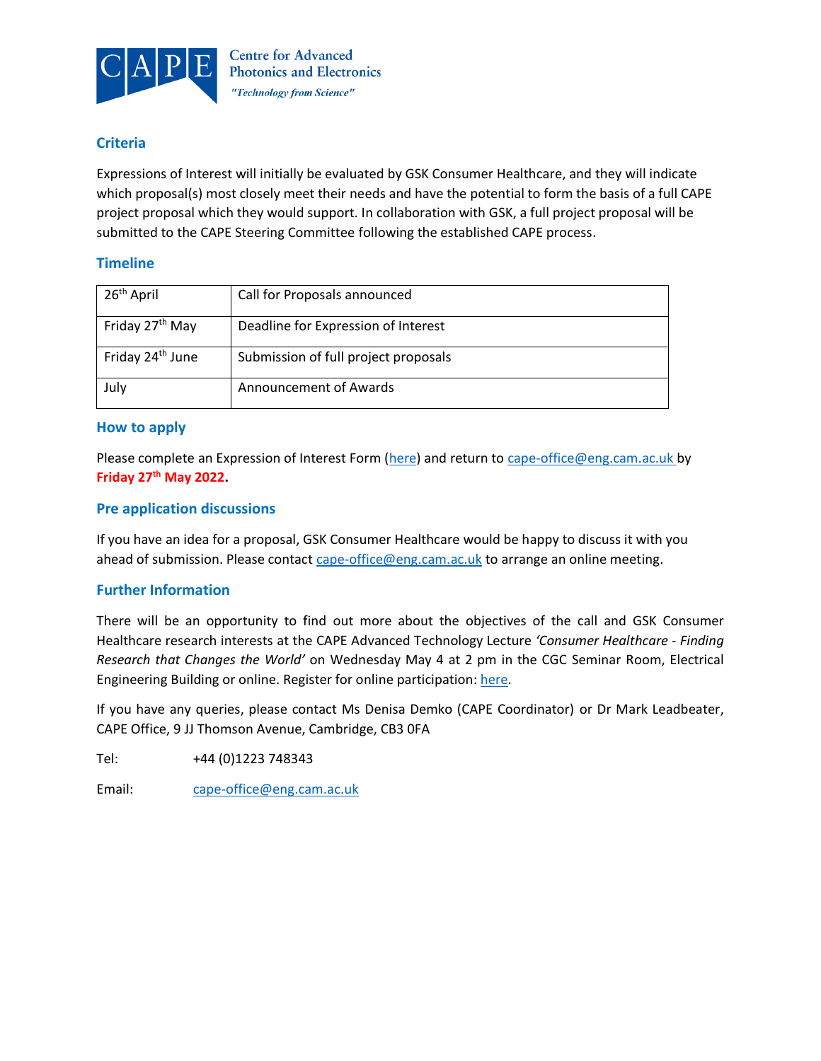## Criteria

Expressions of Interest will initially be evaluated by GSK Consumer Healthcare, and they will indicate which proposal(s) most closely meet their needs and have the potential to form the basis of a full CAPE project proposal which they would support. In collaboration with GSK, a full project proposal will be submitted to the CAPE Steering Committee following the established CAPE process.

## Timeline

| 26th April | Call for Proposals announced |
|---|---|
| Friday 27th May | Deadline for Expression of Interest |
| Friday 24th June | Submission of full project proposals |
| July | Announcement of Awards |

## How to apply

Please complete an Expression of Interest Form (here) and return to cape-office@eng.cam.ac.uk by **Friday 27th May 2022.**

## Pre application discussions

If you have an idea for a proposal, GSK Consumer Healthcare would be happy to discuss it with you ahead of submission. Please contact cape-office@eng.cam.ac.uk to arrange an online meeting.

## Further Information

There will be an opportunity to find out more about the objectives of the call and GSK Consumer Healthcare research interests at the CAPE Advanced Technology Lecture *'Consumer Healthcare - Finding Research that Changes the World'* on Wednesday May 4 at 2 pm in the CGC Seminar Room, Electrical Engineering Building or online. Register for online participation: here.

If you have any queries, please contact Ms Denisa Demko (CAPE Coordinator) or Dr Mark Leadbeater, CAPE Office, 9 JJ Thomson Avenue, Cambridge, CB3 0FA

Tel: +44 (0)1223 748343

Email: cape-office@eng.cam.ac.uk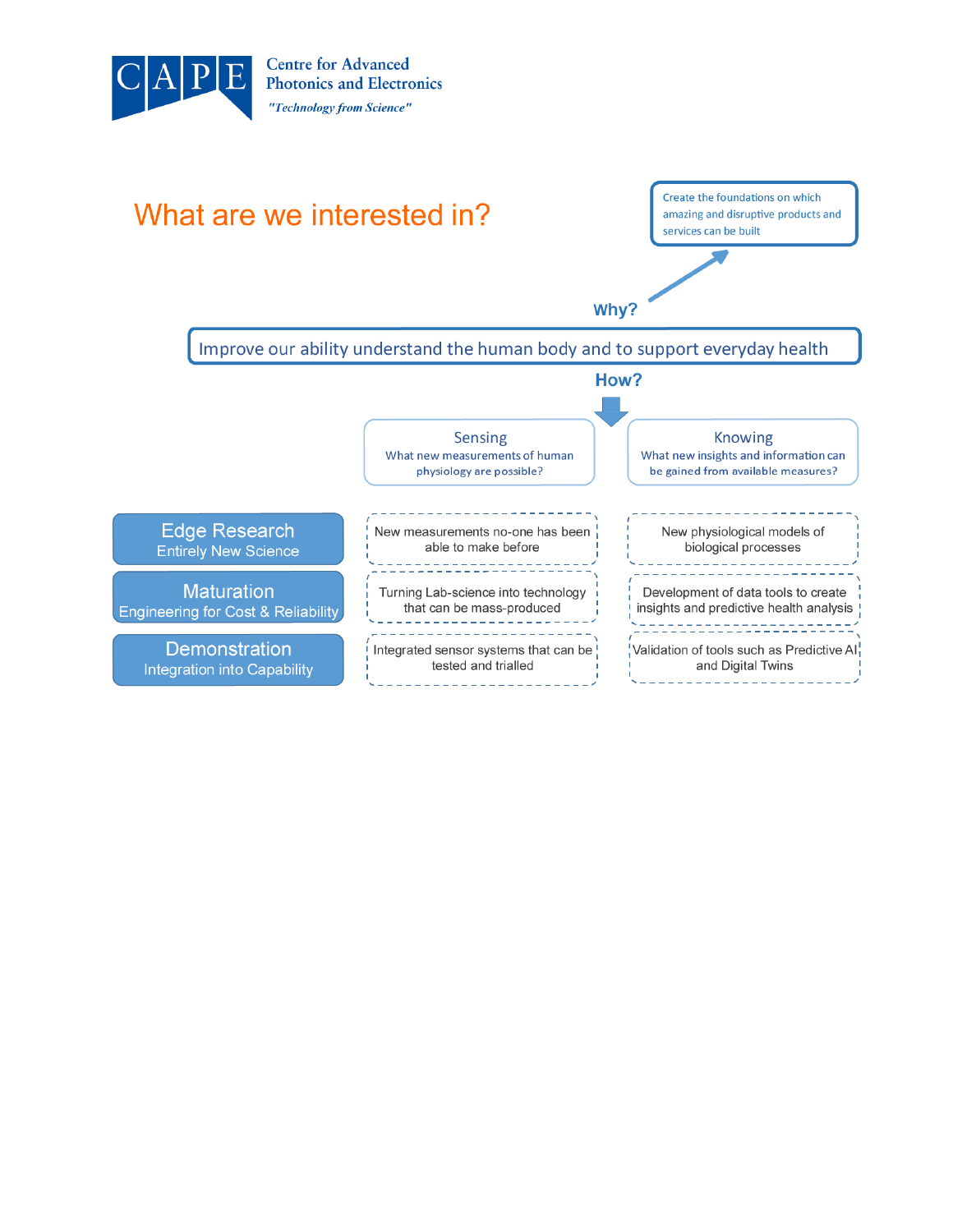**CAPE** Centre for Advanced Photonics and Electronics
*"Technology from Science"*

# What are we interested in?

Create the foundations on which amazing and disruptive products and services can be built

Why?

Improve our ability understand the human body and to support everyday health

How?

| | Sensing<br>What new measurements of human physiology are possible? | Knowing<br>What new insights and information can be gained from available measures? |
|---|---|---|
| **Edge Research**<br>Entirely New Science | New measurements no-one has been able to make before | New physiological models of biological processes |
| **Maturation**<br>Engineering for Cost & Reliability | Turning Lab-science into technology that can be mass-produced | Development of data tools to create insights and predictive health analysis |
| **Demonstration**<br>Integration into Capability | Integrated sensor systems that can be tested and trialled | Validation of tools such as Predictive AI and Digital Twins |